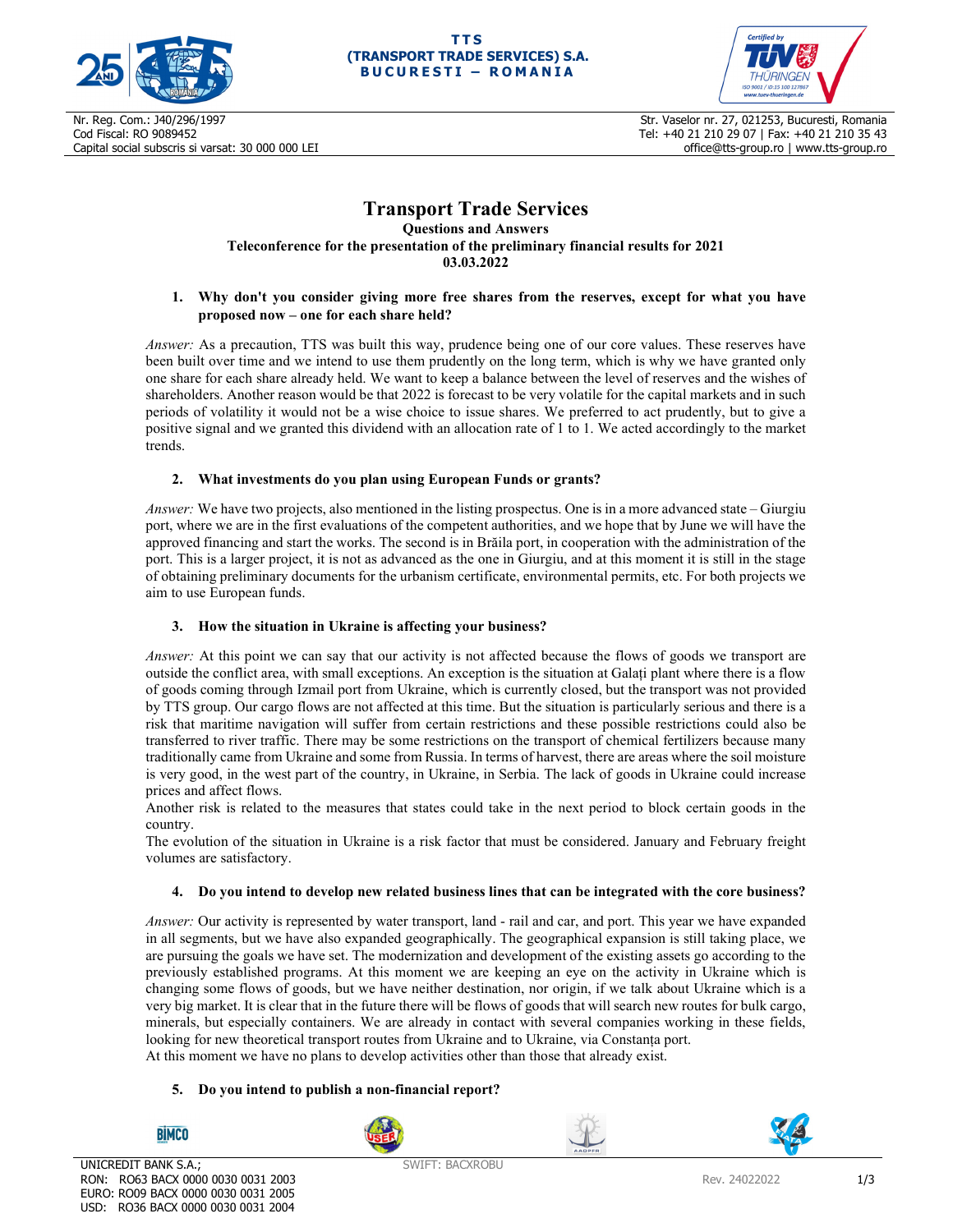# Transport Trade Services

**Questions and Answers**

**Teleconference for the presentation of the preliminary financial results for 2021**

**03.03.2022**

1. **Why don't you consider giving more free shares from the reserves, except for what you have proposed now – one for each share held?**

*Answer:* As a precaution, TTS was built this way, prudence being one of our core values. These reserves have been built over time and we intend to use them prudently on the long term, which is why we have granted only one share for each share already held. We want to keep a balance between the level of reserves and the wishes of shareholders. Another reason would be that 2022 is forecast to be very volatile for the capital markets and in such periods of volatility it would not be a wise choice to issue shares. We preferred to act prudently, but to give a positive signal and we granted this dividend with an allocation rate of 1 to 1. We acted accordingly to the market trends.

2. **What investments do you plan using European Funds or grants?**

*Answer:* We have two projects, also mentioned in the listing prospectus. One is in a more advanced state – Giurgiu port, where we are in the first evaluations of the competent authorities, and we hope that by June we will have the approved financing and start the works. The second is in Brăila port, in cooperation with the administration of the port. This is a larger project, it is not as advanced as the one in Giurgiu, and at this moment it is still in the stage of obtaining preliminary documents for the urbanism certificate, environmental permits, etc. For both projects we aim to use European funds.

3. **How the situation in Ukraine is affecting your business?**

*Answer:* At this point we can say that our activity is not affected because the flows of goods we transport are outside the conflict area, with small exceptions. An exception is the situation at Galați plant where there is a flow of goods coming through Izmail port from Ukraine, which is currently closed, but the transport was not provided by TTS group. Our cargo flows are not affected at this time. But the situation is particularly serious and there is a risk that maritime navigation will suffer from certain restrictions and these possible restrictions could also be transferred to river traffic. There may be some restrictions on the transport of chemical fertilizers because many traditionally came from Ukraine and some from Russia. In terms of harvest, there are areas where the soil moisture is very good, in the west part of the country, in Ukraine, in Serbia. The lack of goods in Ukraine could increase prices and affect flows.

Another risk is related to the measures that states could take in the next period to block certain goods in the country.

The evolution of the situation in Ukraine is a risk factor that must be considered. January and February freight volumes are satisfactory.

4. **Do you intend to develop new related business lines that can be integrated with the core business?**

*Answer:* Our activity is represented by water transport, land - rail and car, and port. This year we have expanded in all segments, but we have also expanded geographically. The geographical expansion is still taking place, we are pursuing the goals we have set. The modernization and development of the existing assets go according to the previously established programs. At this moment we are keeping an eye on the activity in Ukraine which is changing some flows of goods, but we have neither destination, nor origin, if we talk about Ukraine which is a very big market. It is clear that in the future there will be flows of goods that will search new routes for bulk cargo, minerals, but especially containers. We are already in contact with several companies working in these fields, looking for new theoretical transport routes from Ukraine and to Ukraine, via Constanța port.

At this moment we have no plans to develop activities other than those that already exist.

5. **Do you intend to publish a non-financial report?**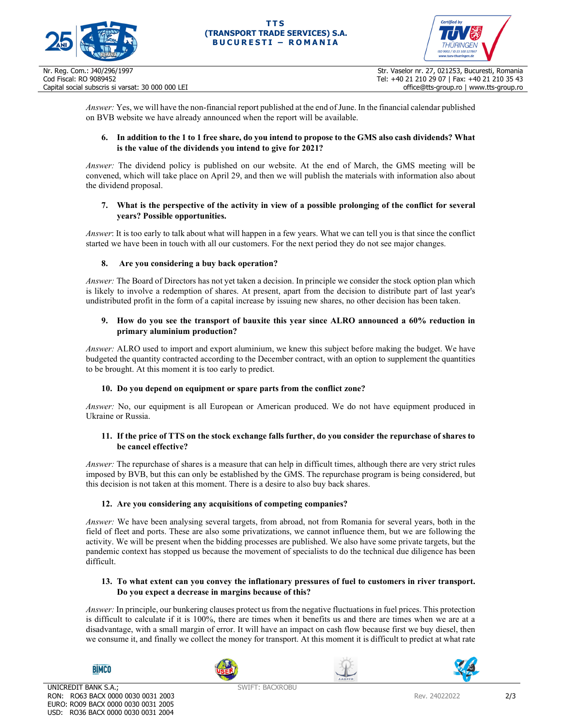*Answer:* Yes, we will have the non-financial report published at the end of June. In the financial calendar published on BVB website we have already announced when the report will be available.

6. **In addition to the 1 to 1 free share, do you intend to propose to the GMS also cash dividends? What is the value of the dividends you intend to give for 2021?**

*Answer:* The dividend policy is published on our website. At the end of March, the GMS meeting will be convened, which will take place on April 29, and then we will publish the materials with information also about the dividend proposal.

7. **What is the perspective of the activity in view of a possible prolonging of the conflict for several years? Possible opportunities.**

*Answer*: It is too early to talk about what will happen in a few years. What we can tell you is that since the conflict started we have been in touch with all our customers. For the next period they do not see major changes.

8. **Are you considering a buy back operation?**

*Answer:* The Board of Directors has not yet taken a decision. In principle we consider the stock option plan which is likely to involve a redemption of shares. At present, apart from the decision to distribute part of last year's undistributed profit in the form of a capital increase by issuing new shares, no other decision has been taken.

9. **How do you see the transport of bauxite this year since ALRO announced a 60% reduction in primary aluminium production?**

*Answer:* ALRO used to import and export aluminium, we knew this subject before making the budget. We have budgeted the quantity contracted according to the December contract, with an option to supplement the quantities to be brought. At this moment it is too early to predict.

10. **Do you depend on equipment or spare parts from the conflict zone?**

*Answer:* No, our equipment is all European or American produced. We do not have equipment produced in Ukraine or Russia.

11. **If the price of TTS on the stock exchange falls further, do you consider the repurchase of shares to be cancel effective?**

*Answer:* The repurchase of shares is a measure that can help in difficult times, although there are very strict rules imposed by BVB, but this can only be established by the GMS. The repurchase program is being considered, but this decision is not taken at this moment. There is a desire to also buy back shares.

12. **Are you considering any acquisitions of competing companies?**

*Answer:* We have been analysing several targets, from abroad, not from Romania for several years, both in the field of fleet and ports. These are also some privatizations, we cannot influence them, but we are following the activity. We will be present when the bidding processes are published. We also have some private targets, but the pandemic context has stopped us because the movement of specialists to do the technical due diligence has been difficult.

13. **To what extent can you convey the inflationary pressures of fuel to customers in river transport. Do you expect a decrease in margins because of this?**

*Answer:* In principle, our bunkering clauses protect us from the negative fluctuations in fuel prices. This protection is difficult to calculate if it is 100%, there are times when it benefits us and there are times when we are at a disadvantage, with a small margin of error. It will have an impact on cash flow because first we buy diesel, then we consume it, and finally we collect the money for transport. At this moment it is difficult to predict at what rate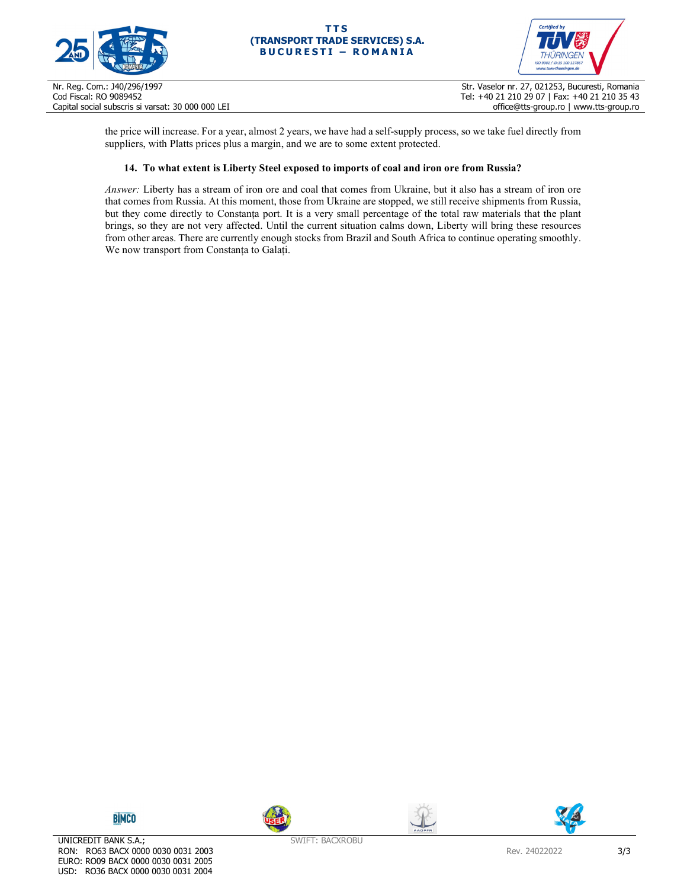the price will increase. For a year, almost 2 years, we have had a self-supply process, so we take fuel directly from suppliers, with Platts prices plus a margin, and we are to some extent protected.

**14. To what extent is Liberty Steel exposed to imports of coal and iron ore from Russia?**

*Answer:* Liberty has a stream of iron ore and coal that comes from Ukraine, but it also has a stream of iron ore that comes from Russia. At this moment, those from Ukraine are stopped, we still receive shipments from Russia, but they come directly to Constanța port. It is a very small percentage of the total raw materials that the plant brings, so they are not very affected. Until the current situation calms down, Liberty will bring these resources from other areas. There are currently enough stocks from Brazil and South Africa to continue operating smoothly. We now transport from Constanța to Galați.